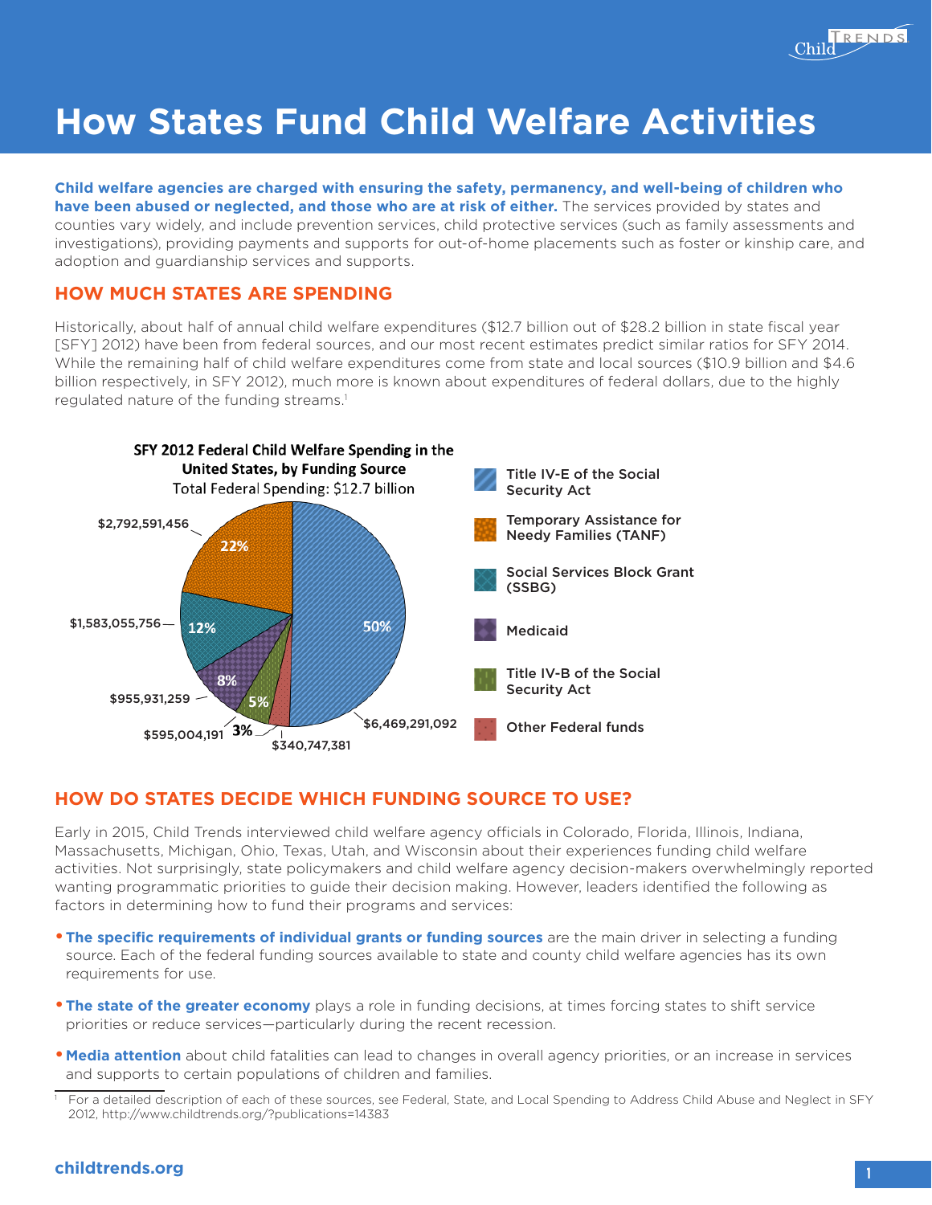# How States Fund Child Welfare Activities

**Child welfare agencies are charged with ensuring the safety, permanency, and well-being of children who have been abused or neglected, and those who are at risk of either.** The services provided by states and counties vary widely, and include prevention services, child protective services (such as family assessments and investigations), providing payments and supports for out-of-home placements such as foster or kinship care, and adoption and guardianship services and supports.

## HOW MUCH STATES ARE SPENDING

Historically, about half of annual child welfare expenditures ($12.7 billion out of $28.2 billion in state fiscal year [SFY] 2012) have been from federal sources, and our most recent estimates predict similar ratios for SFY 2014. While the remaining half of child welfare expenditures come from state and local sources ($10.9 billion and $4.6 billion respectively, in SFY 2012), much more is known about expenditures of federal dollars, due to the highly regulated nature of the funding streams.[1]

**SFY 2012 Federal Child Welfare Spending in the United States, by Funding Source**
Total Federal Spending: $12.7 billion

| Funding Source | Amount | Percent |
| --- | --- | --- |
| Title IV-E of the Social Security Act | $6,469,291,092 | 50% |
| Temporary Assistance for Needy Families (TANF) | $2,792,591,456 | 22% |
| Social Services Block Grant (SSBG) | $1,583,055,756 | 12% |
| Medicaid | $955,931,259 | 8% |
| Title IV-B of the Social Security Act | $595,004,191 | 5% |
| Other Federal funds | $340,747,381 | 3% |

## HOW DO STATES DECIDE WHICH FUNDING SOURCE TO USE?

Early in 2015, Child Trends interviewed child welfare agency officials in Colorado, Florida, Illinois, Indiana, Massachusetts, Michigan, Ohio, Texas, Utah, and Wisconsin about their experiences funding child welfare activities. Not surprisingly, state policymakers and child welfare agency decision-makers overwhelmingly reported wanting programmatic priorities to guide their decision making. However, leaders identified the following as factors in determining how to fund their programs and services:

- **The specific requirements of individual grants or funding sources** are the main driver in selecting a funding source. Each of the federal funding sources available to state and county child welfare agencies has its own requirements for use.
- **The state of the greater economy** plays a role in funding decisions, at times forcing states to shift service priorities or reduce services—particularly during the recent recession.
- **Media attention** about child fatalities can lead to changes in overall agency priorities, or an increase in services and supports to certain populations of children and families.

[1] For a detailed description of each of these sources, see Federal, State, and Local Spending to Address Child Abuse and Neglect in SFY 2012, http://www.childtrends.org/?publications=14383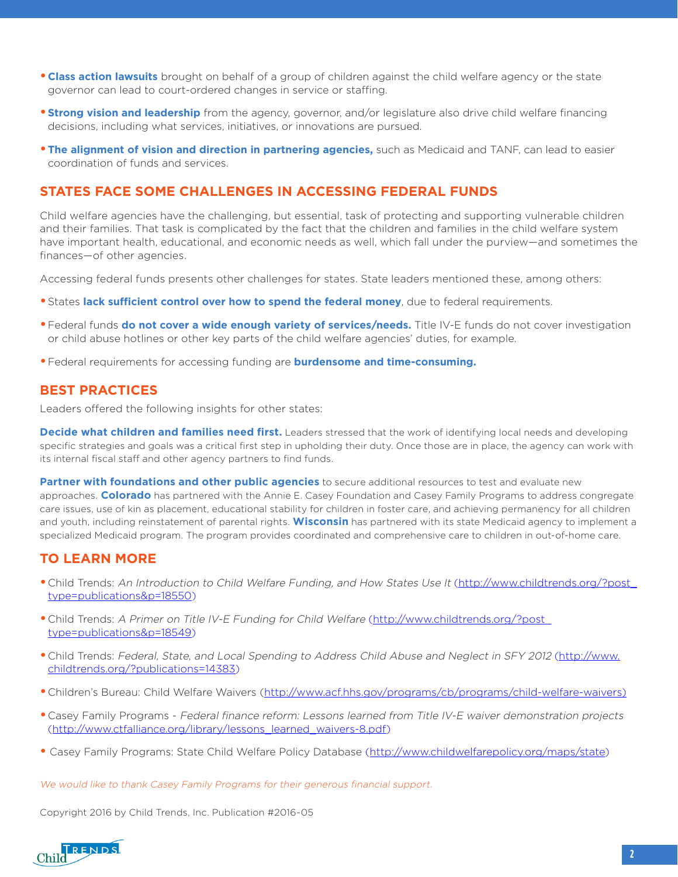- **Class action lawsuits** brought on behalf of a group of children against the child welfare agency or the state governor can lead to court-ordered changes in service or staffing.
- **Strong vision and leadership** from the agency, governor, and/or legislature also drive child welfare financing decisions, including what services, initiatives, or innovations are pursued.
- **The alignment of vision and direction in partnering agencies,** such as Medicaid and TANF, can lead to easier coordination of funds and services.

## STATES FACE SOME CHALLENGES IN ACCESSING FEDERAL FUNDS

Child welfare agencies have the challenging, but essential, task of protecting and supporting vulnerable children and their families. That task is complicated by the fact that the children and families in the child welfare system have important health, educational, and economic needs as well, which fall under the purview—and sometimes the finances—of other agencies.

Accessing federal funds presents other challenges for states. State leaders mentioned these, among others:

- States **lack sufficient control over how to spend the federal money**, due to federal requirements.
- Federal funds **do not cover a wide enough variety of services/needs.** Title IV-E funds do not cover investigation or child abuse hotlines or other key parts of the child welfare agencies' duties, for example.
- Federal requirements for accessing funding are **burdensome and time-consuming.**

## BEST PRACTICES

Leaders offered the following insights for other states:

**Decide what children and families need first.** Leaders stressed that the work of identifying local needs and developing specific strategies and goals was a critical first step in upholding their duty. Once those are in place, the agency can work with its internal fiscal staff and other agency partners to find funds.

**Partner with foundations and other public agencies** to secure additional resources to test and evaluate new approaches. **Colorado** has partnered with the Annie E. Casey Foundation and Casey Family Programs to address congregate care issues, use of kin as placement, educational stability for children in foster care, and achieving permanency for all children and youth, including reinstatement of parental rights. **Wisconsin** has partnered with its state Medicaid agency to implement a specialized Medicaid program. The program provides coordinated and comprehensive care to children in out-of-home care.

## TO LEARN MORE

- Child Trends: *An Introduction to Child Welfare Funding, and How States Use It* (http://www.childtrends.org/?post_type=publications&p=18550)
- Child Trends: *A Primer on Title IV-E Funding for Child Welfare* (http://www.childtrends.org/?post_type=publications&p=18549)
- Child Trends: *Federal, State, and Local Spending to Address Child Abuse and Neglect in SFY 2012* (http://www.childtrends.org/?publications=14383)
- Children's Bureau: Child Welfare Waivers (http://www.acf.hhs.gov/programs/cb/programs/child-welfare-waivers)
- Casey Family Programs - *Federal finance reform: Lessons learned from Title IV-E waiver demonstration projects* (http://www.ctfalliance.org/library/lessons_learned_waivers-8.pdf)
- Casey Family Programs: State Child Welfare Policy Database (http://www.childwelfarepolicy.org/maps/state)

*We would like to thank Casey Family Programs for their generous financial support.*

Copyright 2016 by Child Trends, Inc. Publication #2016-05